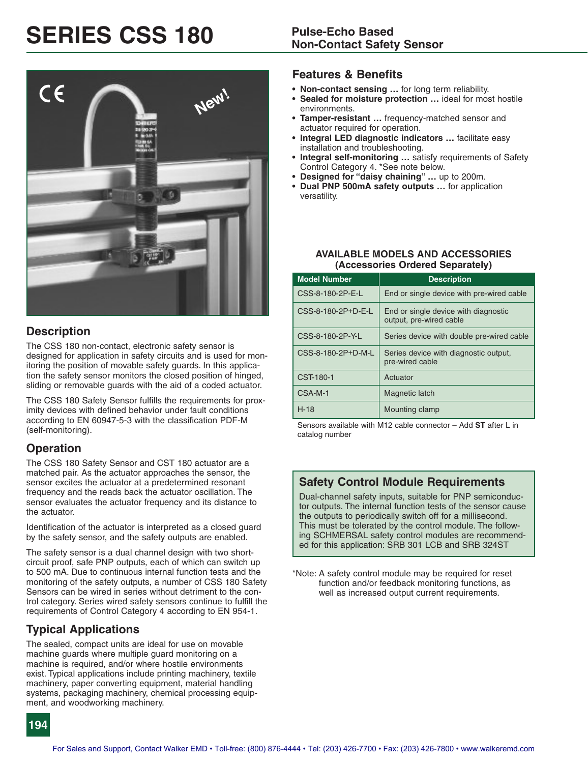# SERIES CSS 180

## Pulse-Echo Based Non-Contact Safety Sensor

## Description

The CSS 180 non-contact, electronic safety sensor is designed for application in safety circuits and is used for monitoring the position of movable safety guards. In this application the safety sensor monitors the closed position of hinged, sliding or removable guards with the aid of a coded actuator.

The CSS 180 Safety Sensor fulfills the requirements for proximity devices with defined behavior under fault conditions according to EN 60947-5-3 with the classification PDF-M (self-monitoring).

## Operation

The CSS 180 Safety Sensor and CST 180 actuator are a matched pair. As the actuator approaches the sensor, the sensor excites the actuator at a predetermined resonant frequency and the reads back the actuator oscillation. The sensor evaluates the actuator frequency and its distance to the actuator.

Identification of the actuator is interpreted as a closed guard by the safety sensor, and the safety outputs are enabled.

The safety sensor is a dual channel design with two short-circuit proof, safe PNP outputs, each of which can switch up to 500 mA. Due to continuous internal function tests and the monitoring of the safety outputs, a number of CSS 180 Safety Sensors can be wired in series without detriment to the control category. Series wired safety sensors continue to fulfill the requirements of Control Category 4 according to EN 954-1.

## Typical Applications

The sealed, compact units are ideal for use on movable machine guards where multiple guard monitoring on a machine is required, and/or where hostile environments exist. Typical applications include printing machinery, textile machinery, paper converting equipment, material handling systems, packaging machinery, chemical processing equipment, and woodworking machinery.

## Features & Benefits

- **Non-contact sensing …** for long term reliability.
- **Sealed for moisture protection …** ideal for most hostile environments.
- **Tamper-resistant …** frequency-matched sensor and actuator required for operation.
- **Integral LED diagnostic indicators …** facilitate easy installation and troubleshooting.
- **Integral self-monitoring …** satisfy requirements of Safety Control Category 4. *See note below.
- **Designed for "daisy chaining" …** up to 200m.
- **Dual PNP 500mA safety outputs …** for application versatility.

### AVAILABLE MODELS AND ACCESSORIES (Accessories Ordered Separately)

| Model Number | Description |
|---|---|
| CSS-8-180-2P-E-L | End or single device with pre-wired cable |
| CSS-8-180-2P+D-E-L | End or single device with diagnostic output, pre-wired cable |
| CSS-8-180-2P-Y-L | Series device with double pre-wired cable |
| CSS-8-180-2P+D-M-L | Series device with diagnostic output, pre-wired cable |
| CST-180-1 | Actuator |
| CSA-M-1 | Magnetic latch |
| H-18 | Mounting clamp |

Sensors available with M12 cable connector – Add **ST** after L in catalog number

### Safety Control Module Requirements

Dual-channel safety inputs, suitable for PNP semiconductor outputs. The internal function tests of the sensor cause the outputs to periodically switch off for a millisecond. This must be tolerated by the control module. The following SCHMERSAL safety control modules are recommended for this application: SRB 301 LCB and SRB 324ST

*Note: A safety control module may be required for reset function and/or feedback monitoring functions, as well as increased output current requirements.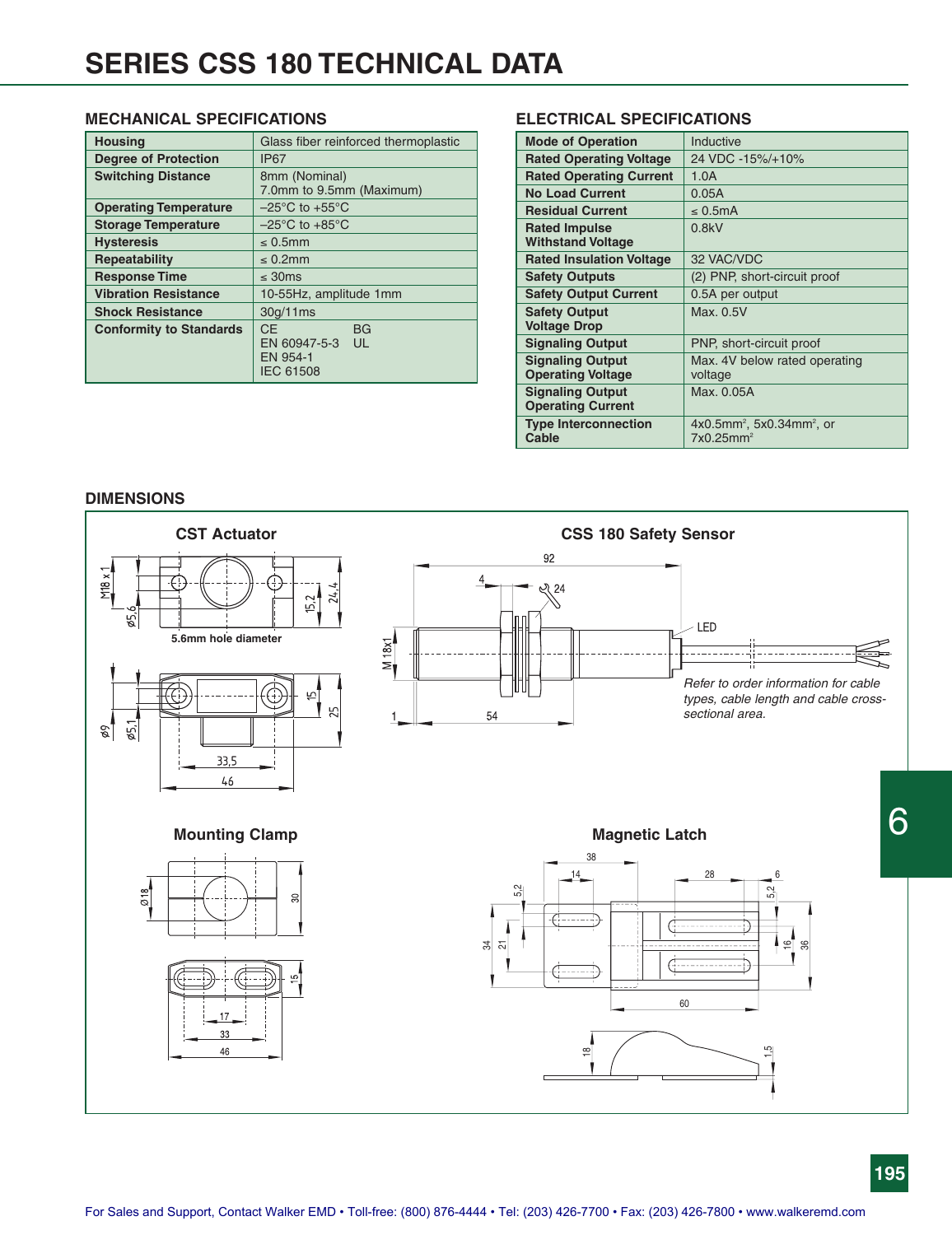# SERIES CSS 180 TECHNICAL DATA

## MECHANICAL SPECIFICATIONS

| Housing | Glass fiber reinforced thermoplastic |
|---|---|
| Degree of Protection | IP67 |
| Switching Distance | 8mm (Nominal)<br>7.0mm to 9.5mm (Maximum) |
| Operating Temperature | –25°C to +55°C |
| Storage Temperature | –25°C to +85°C |
| Hysteresis | ≤ 0.5mm |
| Repeatability | ≤ 0.2mm |
| Response Time | ≤ 30ms |
| Vibration Resistance | 10-55Hz, amplitude 1mm |
| Shock Resistance | 30g/11ms |
| Conformity to Standards | CE BG<br>EN 60947-5-3 UL<br>EN 954-1<br>IEC 61508 |

## ELECTRICAL SPECIFICATIONS

| Mode of Operation | Inductive |
|---|---|
| Rated Operating Voltage | 24 VDC -15%/+10% |
| Rated Operating Current | 1.0A |
| No Load Current | 0.05A |
| Residual Current | ≤ 0.5mA |
| Rated Impulse Withstand Voltage | 0.8kV |
| Rated Insulation Voltage | 32 VAC/VDC |
| Safety Outputs | (2) PNP, short-circuit proof |
| Safety Output Current | 0.5A per output |
| Safety Output Voltage Drop | Max. 0.5V |
| Signaling Output | PNP, short-circuit proof |
| Signaling Output Operating Voltage | Max. 4V below rated operating voltage |
| Signaling Output Operating Current | Max. 0.05A |
| Type Interconnection Cable | 4x0.5mm², 5x0.34mm², or 7x0.25mm² |

## DIMENSIONS

### CST Actuator

5.6mm hole diameter

### CSS 180 Safety Sensor

*Refer to order information for cable types, cable length and cable cross-sectional area.*

### Mounting Clamp

### Magnetic Latch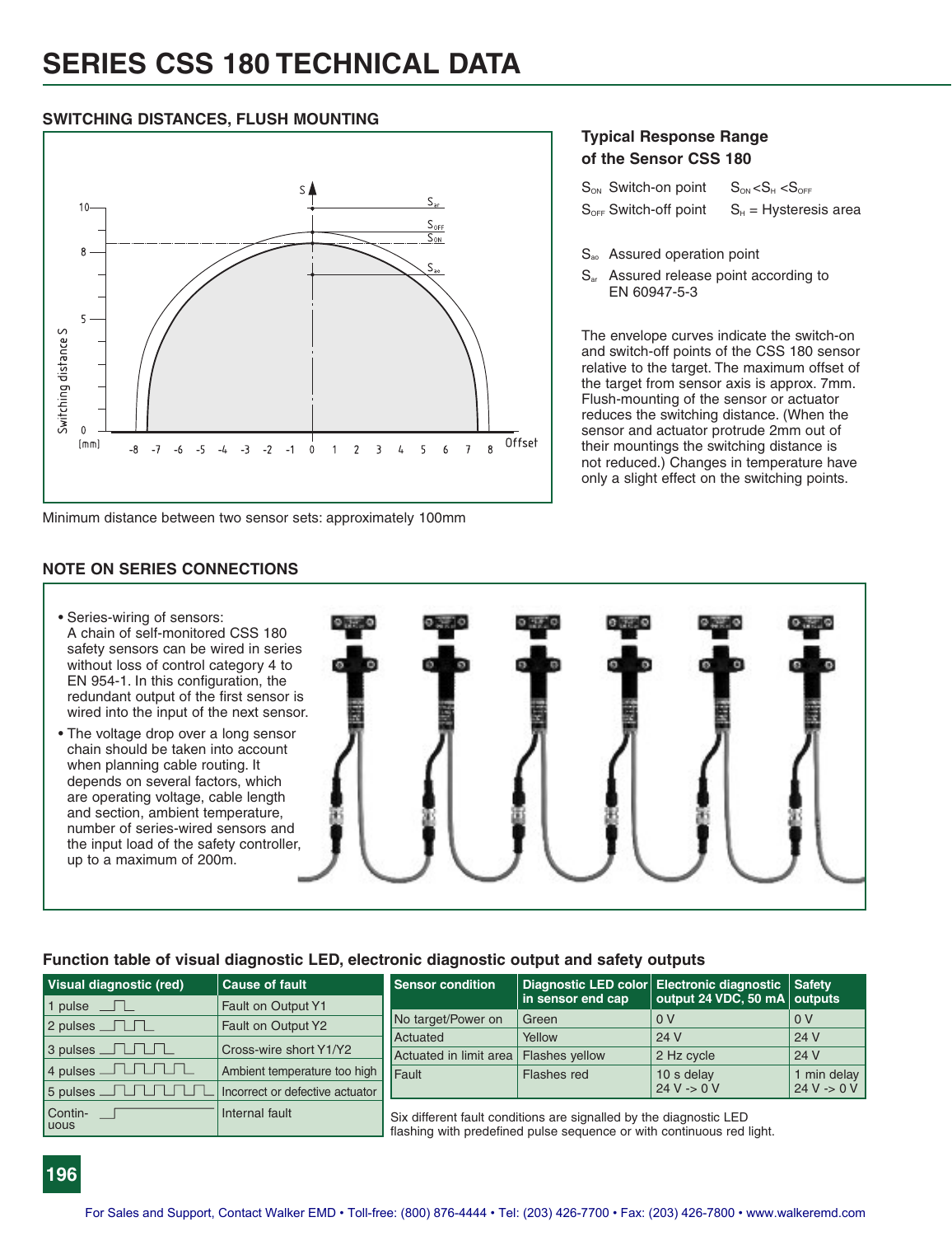# SERIES CSS 180 TECHNICAL DATA

## SWITCHING DISTANCES, FLUSH MOUNTING

Minimum distance between two sensor sets: approximately 100mm

### Typical Response Range of the Sensor CSS 180

$S_{ON}$ Switch-on point $S_{ON} < S_H < S_{OFF}$

$S_{OFF}$ Switch-off point $S_H$ = Hysteresis area

$S_{ao}$ Assured operation point

$S_{ar}$ Assured release point according to EN 60947-5-3

The envelope curves indicate the switch-on and switch-off points of the CSS 180 sensor relative to the target. The maximum offset of the target from sensor axis is approx. 7mm. Flush-mounting of the sensor or actuator reduces the switching distance. (When the sensor and actuator protrude 2mm out of their mountings the switching distance is not reduced.) Changes in temperature have only a slight effect on the switching points.

## NOTE ON SERIES CONNECTIONS

- Series-wiring of sensors: A chain of self-monitored CSS 180 safety sensors can be wired in series without loss of control category 4 to EN 954-1. In this configuration, the redundant output of the first sensor is wired into the input of the next sensor.
- The voltage drop over a long sensor chain should be taken into account when planning cable routing. It depends on several factors, which are operating voltage, cable length and section, ambient temperature, number of series-wired sensors and the input load of the safety controller, up to a maximum of 200m.

### Function table of visual diagnostic LED, electronic diagnostic output and safety outputs

| Visual diagnostic (red) | Cause of fault |
|---|---|
| 1 pulse | Fault on Output Y1 |
| 2 pulses | Fault on Output Y2 |
| 3 pulses | Cross-wire short Y1/Y2 |
| 4 pulses | Ambient temperature too high |
| 5 pulses | Incorrect or defective actuator |
| Continuous | Internal fault |

| Sensor condition | Diagnostic LED color in sensor end cap | Electronic diagnostic output 24 VDC, 50 mA | Safety outputs |
|---|---|---|---|
| No target/Power on | Green | 0 V | 0 V |
| Actuated | Yellow | 24 V | 24 V |
| Actuated in limit area | Flashes yellow | 2 Hz cycle | 24 V |
| Fault | Flashes red | 10 s delay 24 V -> 0 V | 1 min delay 24 V -> 0 V |

Six different fault conditions are signalled by the diagnostic LED flashing with predefined pulse sequence or with continuous red light.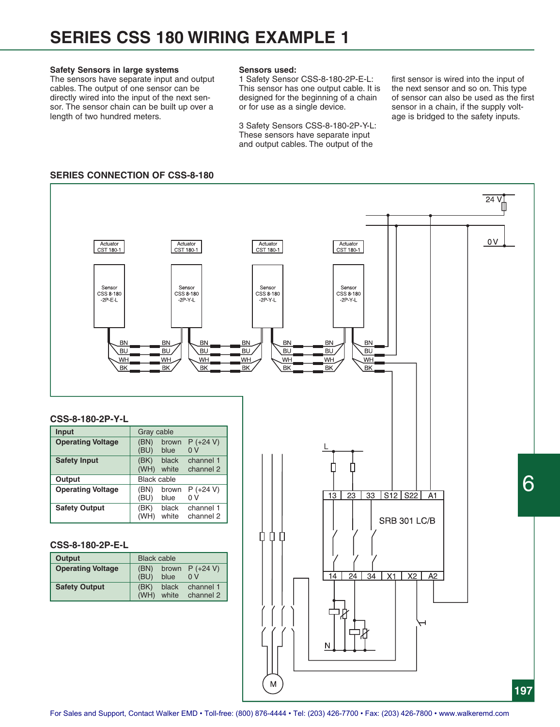# SERIES CSS 180 WIRING EXAMPLE 1

**Safety Sensors in large systems**
The sensors have separate input and output cables. The output of one sensor can be directly wired into the input of the next sensor. The sensor chain can be built up over a length of two hundred meters.

**Sensors used:**
1 Safety Sensor CSS-8-180-2P-E-L: This sensor has one output cable. It is designed for the beginning of a chain or for use as a single device.

3 Safety Sensors CSS-8-180-2P-Y-L: These sensors have separate input and output cables. The output of the first sensor is wired into the input of the next sensor and so on. This type of sensor can also be used as the first sensor in a chain, if the supply voltage is bridged to the safety inputs.

## SERIES CONNECTION OF CSS-8-180

### CSS-8-180-2P-Y-L

| Input | Gray cable | | |
|---|---|---|---|
| **Operating Voltage** | (BN) | brown | P (+24 V) |
| | (BU) | blue | 0 V |
| **Safety Input** | (BK) | black | channel 1 |
| | (WH) | white | channel 2 |
| **Output** | Black cable | | |
| **Operating Voltage** | (BN) | brown | P (+24 V) |
| | (BU) | blue | 0 V |
| **Safety Output** | (BK) | black | channel 1 |
| | (WH) | white | channel 2 |

### CSS-8-180-2P-E-L

| Output | Black cable | | |
|---|---|---|---|
| **Operating Voltage** | (BN) | brown | P (+24 V) |
| | (BU) | blue | 0 V |
| **Safety Output** | (BK) | black | channel 1 |
| | (WH) | white | channel 2 |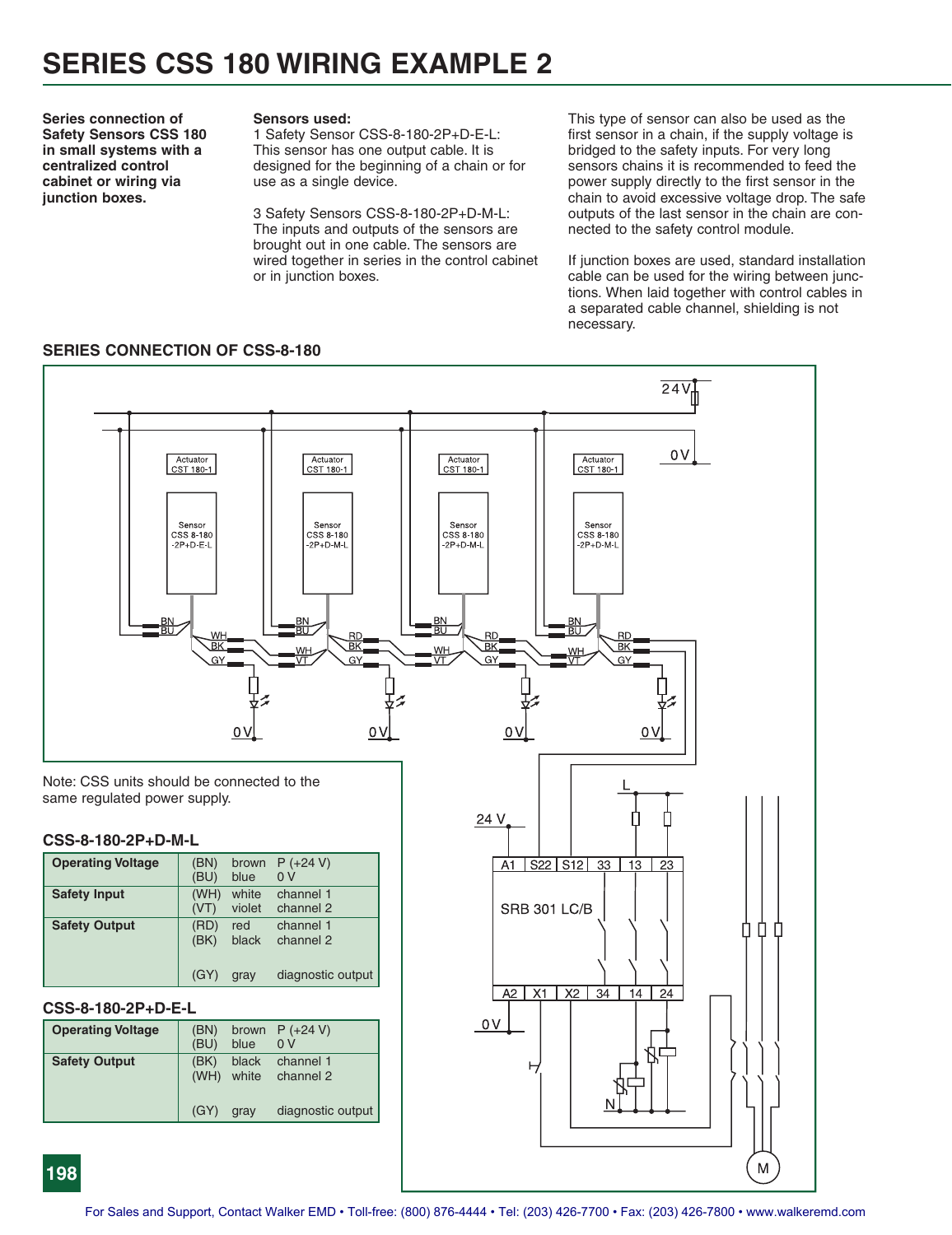# SERIES CSS 180 WIRING EXAMPLE 2

**Series connection of Safety Sensors CSS 180 in small systems with a centralized control cabinet or wiring via junction boxes.**

**Sensors used:**
1 Safety Sensor CSS-8-180-2P+D-E-L: This sensor has one output cable. It is designed for the beginning of a chain or for use as a single device.

3 Safety Sensors CSS-8-180-2P+D-M-L: The inputs and outputs of the sensors are brought out in one cable. The sensors are wired together in series in the control cabinet or in junction boxes.

This type of sensor can also be used as the first sensor in a chain, if the supply voltage is bridged to the safety inputs. For very long sensors chains it is recommended to feed the power supply directly to the first sensor in the chain to avoid excessive voltage drop. The safe outputs of the last sensor in the chain are connected to the safety control module.

If junction boxes are used, standard installation cable can be used for the wiring between junctions. When laid together with control cables in a separated cable channel, shielding is not necessary.

## SERIES CONNECTION OF CSS-8-180

Note: CSS units should be connected to the same regulated power supply.

### CSS-8-180-2P+D-M-L

| | | | |
|---|---|---|---|
| **Operating Voltage** | (BN)<br>(BU) | brown<br>blue | P (+24 V)<br>0 V |
| **Safety Input** | (WH)<br>(VT) | white<br>violet | channel 1<br>channel 2 |
| **Safety Output** | (RD)<br>(BK)<br><br>(GY) | red<br>black<br><br>gray | channel 1<br>channel 2<br><br>diagnostic output |

### CSS-8-180-2P+D-E-L

| | | | |
|---|---|---|---|
| **Operating Voltage** | (BN)<br>(BU) | brown<br>blue | P (+24 V)<br>0 V |
| **Safety Output** | (BK)<br>(WH)<br><br>(GY) | black<br>white<br><br>gray | channel 1<br>channel 2<br><br>diagnostic output |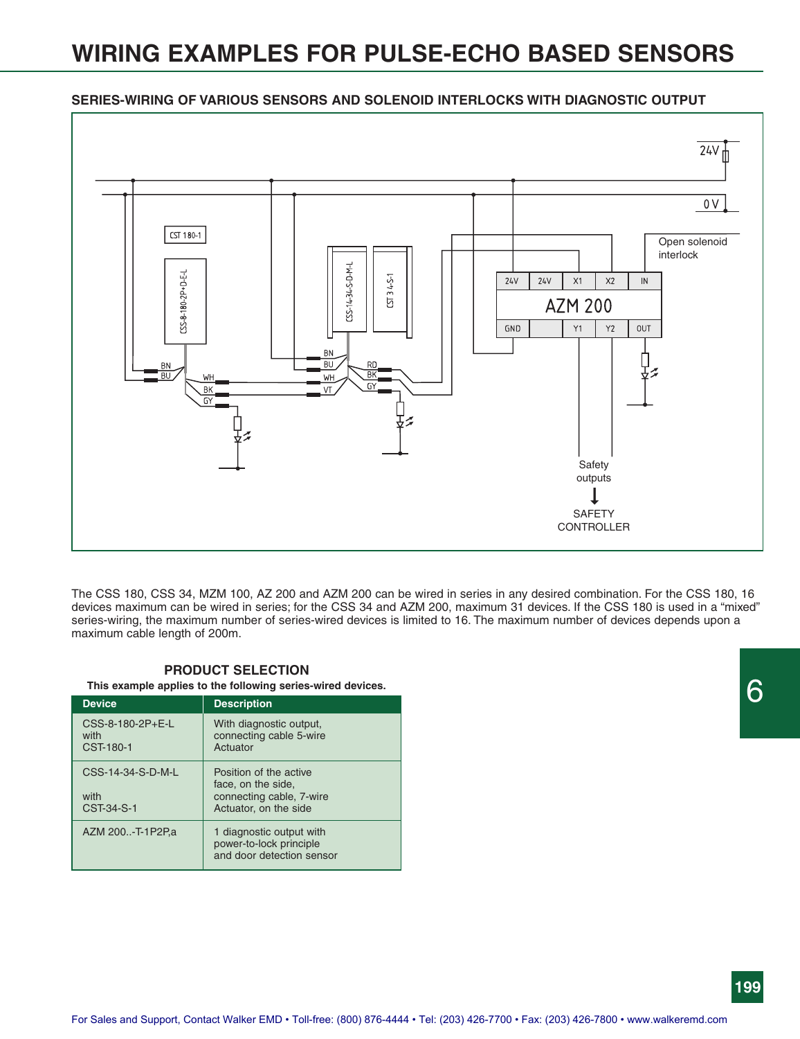# WIRING EXAMPLES FOR PULSE-ECHO BASED SENSORS

## SERIES-WIRING OF VARIOUS SENSORS AND SOLENOID INTERLOCKS WITH DIAGNOSTIC OUTPUT

24V

0 V

CST 180-1

CSS-8-180-2P+D-E-L

CSS-14-34-S-D-M-L

CST 34-S-1

Open solenoid interlock

24V 24V X1 X2 IN

AZM 200

GND Y1 Y2 OUT

BN BU WH BK GY

BN BU WH VT

RD BK GY

Safety outputs

SAFETY CONTROLLER

The CSS 180, CSS 34, MZM 100, AZ 200 and AZM 200 can be wired in series in any desired combination. For the CSS 180, 16 devices maximum can be wired in series; for the CSS 34 and AZM 200, maximum 31 devices. If the CSS 180 is used in a "mixed" series-wiring, the maximum number of series-wired devices is limited to 16. The maximum number of devices depends upon a maximum cable length of 200m.

### PRODUCT SELECTION

**This example applies to the following series-wired devices.**

| Device | Description |
|---|---|
| CSS-8-180-2P+E-L with CST-180-1 | With diagnostic output, connecting cable 5-wire Actuator |
| CSS-14-34-S-D-M-L with CST-34-S-1 | Position of the active face, on the side, connecting cable, 7-wire Actuator, on the side |
| AZM 200..-T-1P2P,a | 1 diagnostic output with power-to-lock principle and door detection sensor |